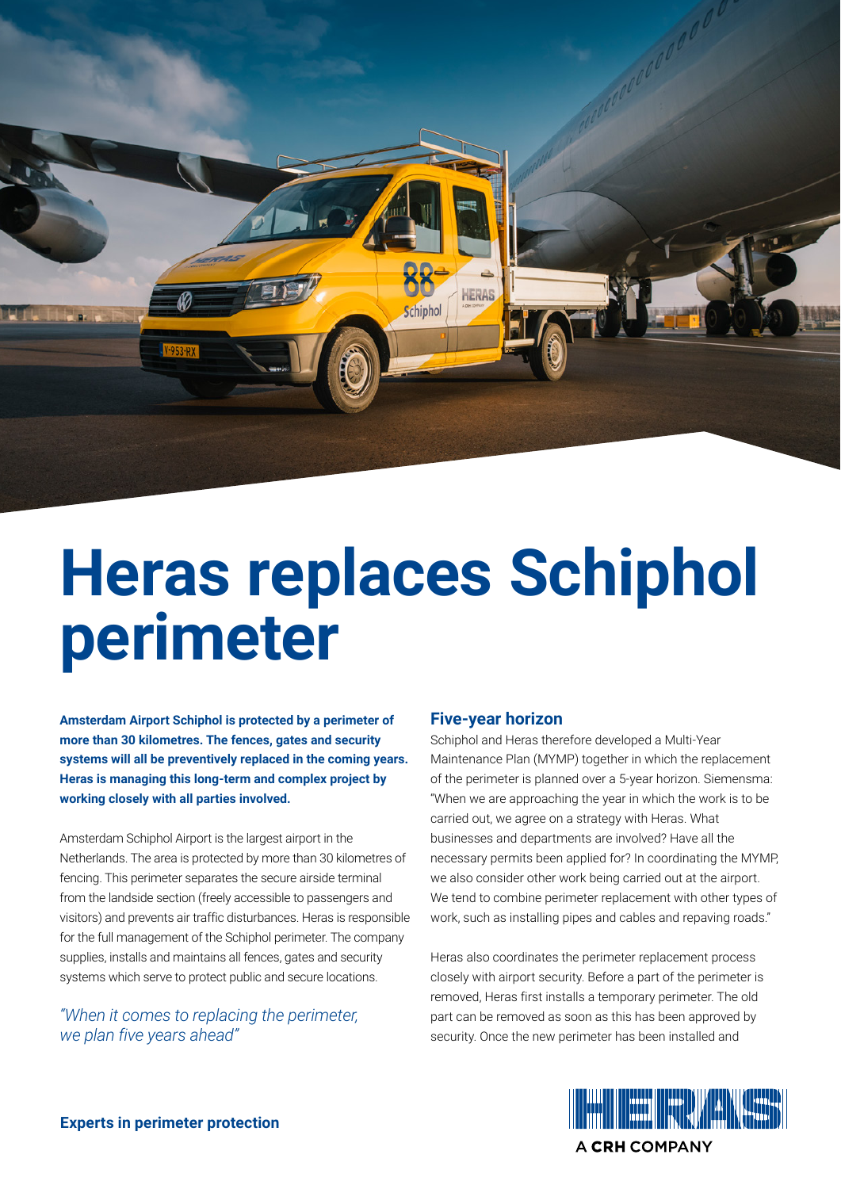# Heras replaces Schiphol perimeter

**Amsterdam Airport Schiphol is protected by a perimeter of more than 30 kilometres. The fences, gates and security systems will all be preventively replaced in the coming years. Heras is managing this long-term and complex project by working closely with all parties involved.**

Amsterdam Schiphol Airport is the largest airport in the Netherlands. The area is protected by more than 30 kilometres of fencing. This perimeter separates the secure airside terminal from the landside section (freely accessible to passengers and visitors) and prevents air traffic disturbances. Heras is responsible for the full management of the Schiphol perimeter. The company supplies, installs and maintains all fences, gates and security systems which serve to protect public and secure locations.

*"When it comes to replacing the perimeter, we plan five years ahead"*

## Five-year horizon

Schiphol and Heras therefore developed a Multi-Year Maintenance Plan (MYMP) together in which the replacement of the perimeter is planned over a 5-year horizon. Siemensma: "When we are approaching the year in which the work is to be carried out, we agree on a strategy with Heras. What businesses and departments are involved? Have all the necessary permits been applied for? In coordinating the MYMP, we also consider other work being carried out at the airport. We tend to combine perimeter replacement with other types of work, such as installing pipes and cables and repaving roads."

Heras also coordinates the perimeter replacement process closely with airport security. Before a part of the perimeter is removed, Heras first installs a temporary perimeter. The old part can be removed as soon as this has been approved by security. Once the new perimeter has been installed and

**Experts in perimeter protection**

HERAS
A CRH COMPANY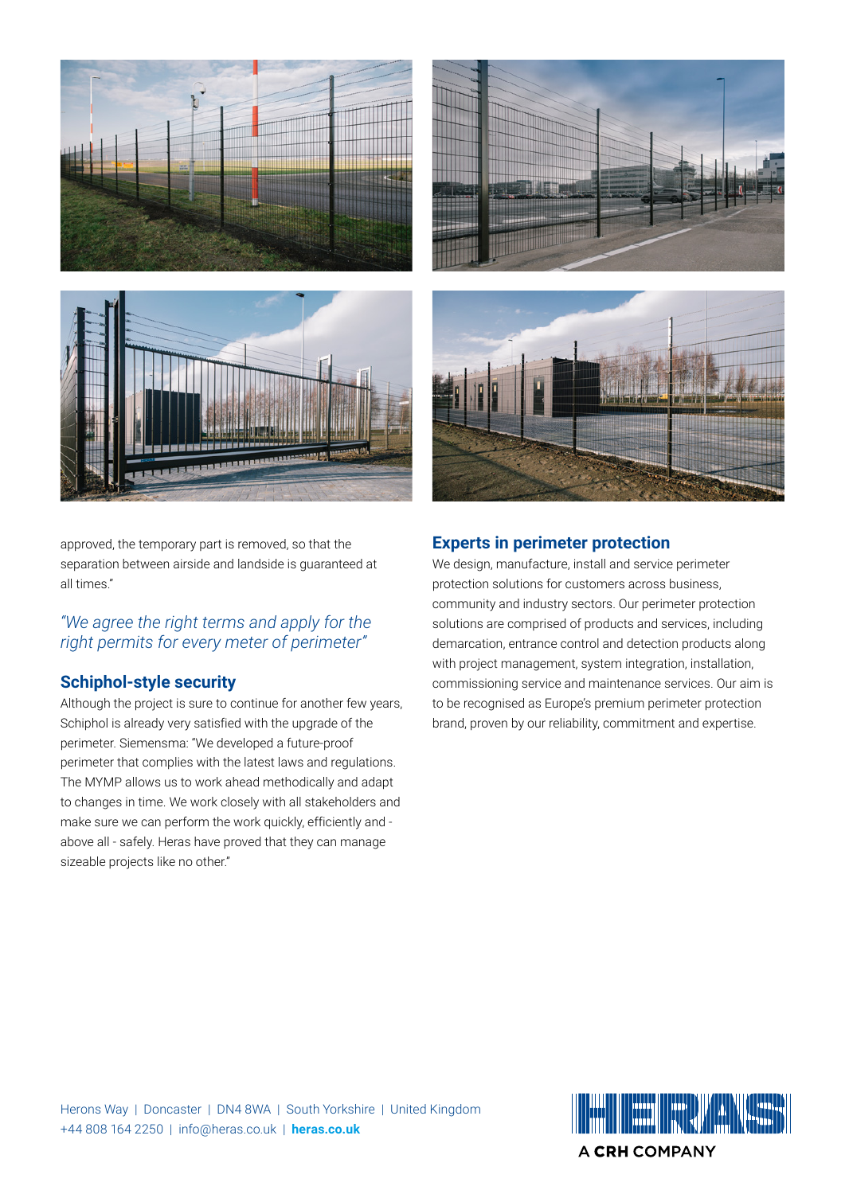approved, the temporary part is removed, so that the separation between airside and landside is guaranteed at all times."

*"We agree the right terms and apply for the right permits for every meter of perimeter"*

## Schiphol-style security

Although the project is sure to continue for another few years, Schiphol is already very satisfied with the upgrade of the perimeter. Siemensma: "We developed a future-proof perimeter that complies with the latest laws and regulations. The MYMP allows us to work ahead methodically and adapt to changes in time. We work closely with all stakeholders and make sure we can perform the work quickly, efficiently and - above all - safely. Heras have proved that they can manage sizeable projects like no other."

## Experts in perimeter protection

We design, manufacture, install and service perimeter protection solutions for customers across business, community and industry sectors. Our perimeter protection solutions are comprised of products and services, including demarcation, entrance control and detection products along with project management, system integration, installation, commissioning service and maintenance services. Our aim is to be recognised as Europe's premium perimeter protection brand, proven by our reliability, commitment and expertise.

Herons Way | Doncaster | DN4 8WA | South Yorkshire | United Kingdom
+44 808 164 2250 | info@heras.co.uk | **heras.co.uk**

HERAS
A CRH COMPANY